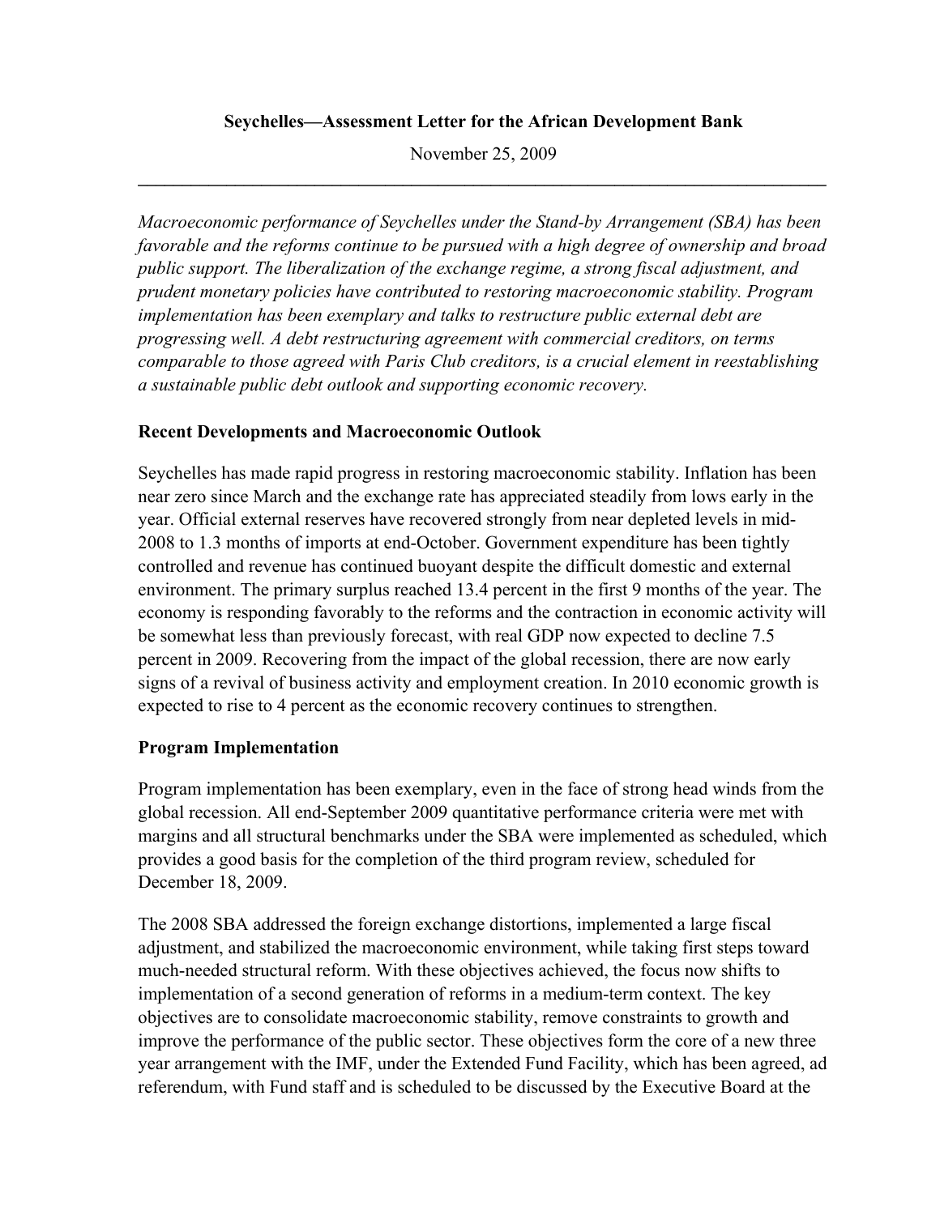**Seychelles—Assessment Letter for the African Development Bank**

November 25, 2009

---

*Macroeconomic performance of Seychelles under the Stand-by Arrangement (SBA) has been favorable and the reforms continue to be pursued with a high degree of ownership and broad public support. The liberalization of the exchange regime, a strong fiscal adjustment, and prudent monetary policies have contributed to restoring macroeconomic stability. Program implementation has been exemplary and talks to restructure public external debt are progressing well. A debt restructuring agreement with commercial creditors, on terms comparable to those agreed with Paris Club creditors, is a crucial element in reestablishing a sustainable public debt outlook and supporting economic recovery.*

**Recent Developments and Macroeconomic Outlook**

Seychelles has made rapid progress in restoring macroeconomic stability. Inflation has been near zero since March and the exchange rate has appreciated steadily from lows early in the year. Official external reserves have recovered strongly from near depleted levels in mid-2008 to 1.3 months of imports at end-October. Government expenditure has been tightly controlled and revenue has continued buoyant despite the difficult domestic and external environment. The primary surplus reached 13.4 percent in the first 9 months of the year. The economy is responding favorably to the reforms and the contraction in economic activity will be somewhat less than previously forecast, with real GDP now expected to decline 7.5 percent in 2009. Recovering from the impact of the global recession, there are now early signs of a revival of business activity and employment creation. In 2010 economic growth is expected to rise to 4 percent as the economic recovery continues to strengthen.

**Program Implementation**

Program implementation has been exemplary, even in the face of strong head winds from the global recession. All end-September 2009 quantitative performance criteria were met with margins and all structural benchmarks under the SBA were implemented as scheduled, which provides a good basis for the completion of the third program review, scheduled for December 18, 2009.

The 2008 SBA addressed the foreign exchange distortions, implemented a large fiscal adjustment, and stabilized the macroeconomic environment, while taking first steps toward much-needed structural reform. With these objectives achieved, the focus now shifts to implementation of a second generation of reforms in a medium-term context. The key objectives are to consolidate macroeconomic stability, remove constraints to growth and improve the performance of the public sector. These objectives form the core of a new three year arrangement with the IMF, under the Extended Fund Facility, which has been agreed, ad referendum, with Fund staff and is scheduled to be discussed by the Executive Board at the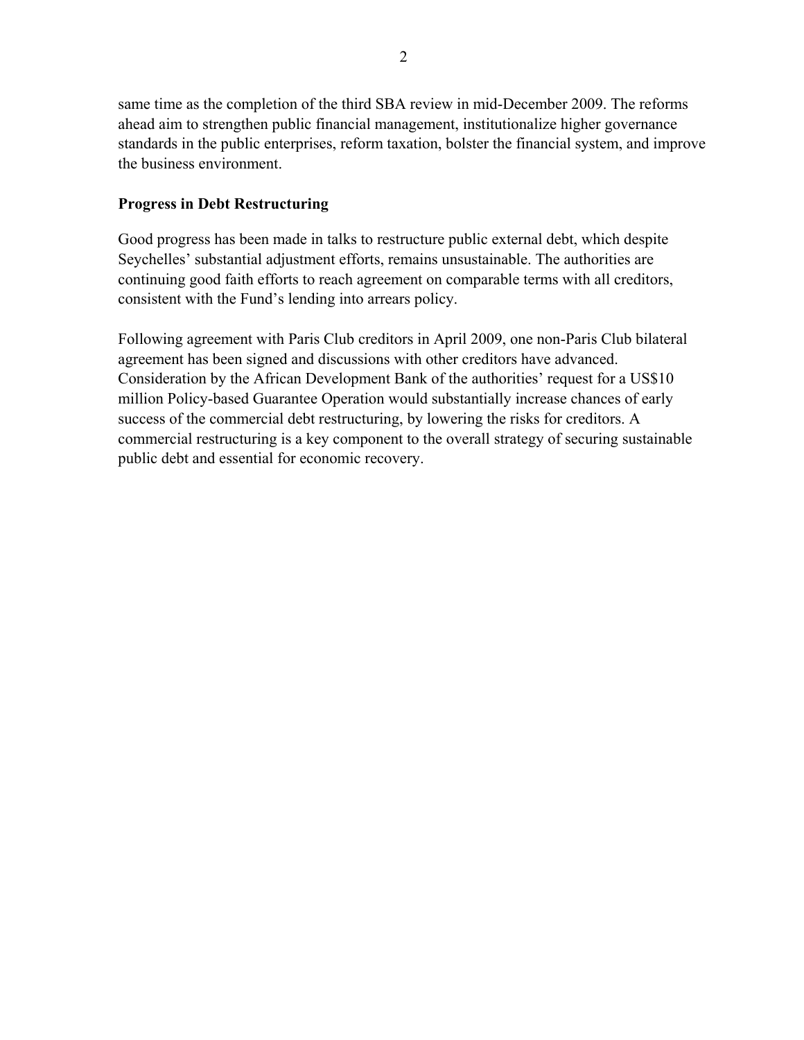same time as the completion of the third SBA review in mid-December 2009. The reforms ahead aim to strengthen public financial management, institutionalize higher governance standards in the public enterprises, reform taxation, bolster the financial system, and improve the business environment.

**Progress in Debt Restructuring**

Good progress has been made in talks to restructure public external debt, which despite Seychelles' substantial adjustment efforts, remains unsustainable. The authorities are continuing good faith efforts to reach agreement on comparable terms with all creditors, consistent with the Fund's lending into arrears policy.

Following agreement with Paris Club creditors in April 2009, one non-Paris Club bilateral agreement has been signed and discussions with other creditors have advanced. Consideration by the African Development Bank of the authorities' request for a US$10 million Policy-based Guarantee Operation would substantially increase chances of early success of the commercial debt restructuring, by lowering the risks for creditors. A commercial restructuring is a key component to the overall strategy of securing sustainable public debt and essential for economic recovery.